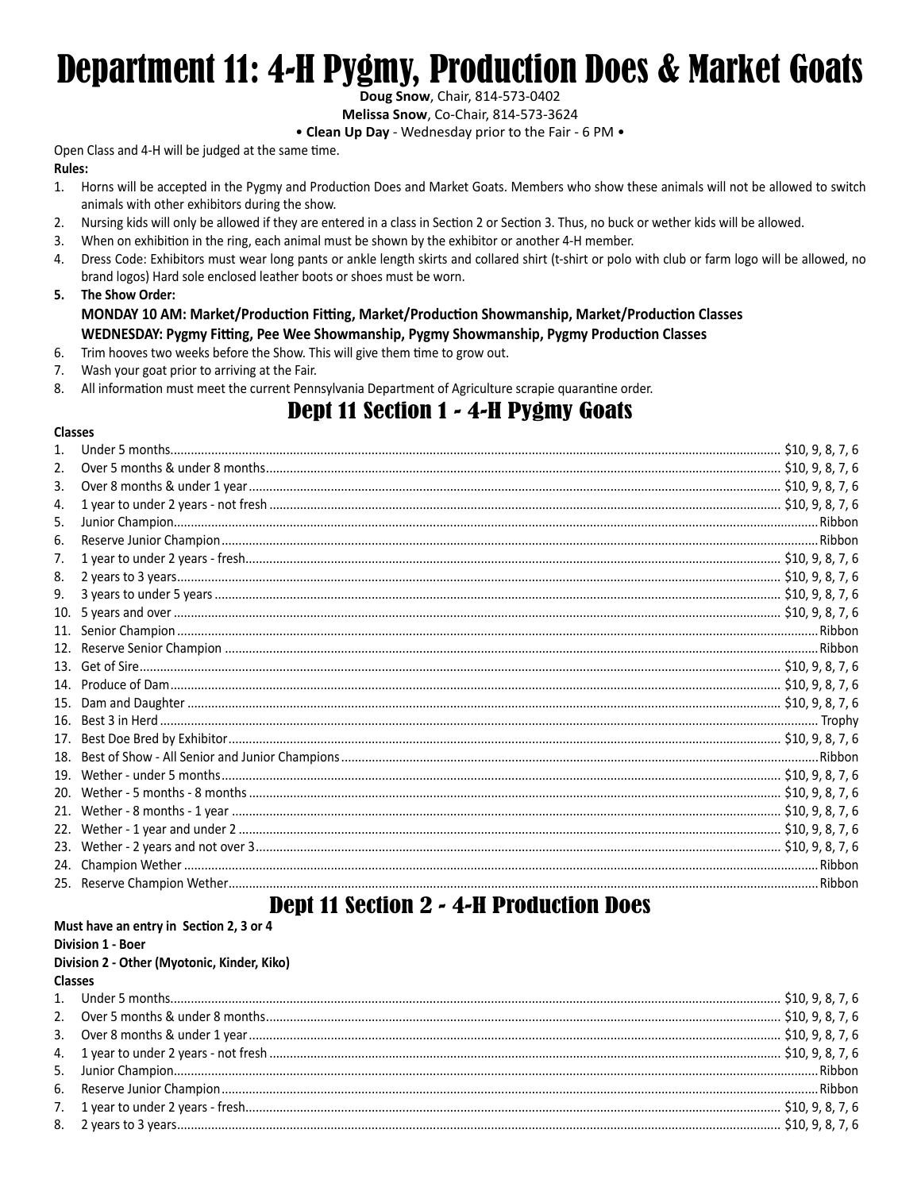# Department 11: 4-H Pygmy, Production Does & Market Goats

**Doug Snow**, Chair, 814-573-0402

**Melissa Snow**, Co-Chair, 814-573-3624

• **Clean Up Day** - Wednesday prior to the Fair - 6 PM •

Open Class and 4-H will be judged at the same time.

**Rules:**

1. Horns will be accepted in the Pygmy and Production Does and Market Goats. Members who show these animals will not be allowed to switch animals with other exhibitors during the show.
2. Nursing kids will only be allowed if they are entered in a class in Section 2 or Section 3. Thus, no buck or wether kids will be allowed.
3. When on exhibition in the ring, each animal must be shown by the exhibitor or another 4-H member.
4. Dress Code: Exhibitors must wear long pants or ankle length skirts and collared shirt (t-shirt or polo with club or farm logo will be allowed, no brand logos) Hard sole enclosed leather boots or shoes must be worn.
5. **The Show Order:**
   **MONDAY 10 AM: Market/Production Fitting, Market/Production Showmanship, Market/Production Classes**
   **WEDNESDAY: Pygmy Fitting, Pee Wee Showmanship, Pygmy Showmanship, Pygmy Production Classes**
6. Trim hooves two weeks before the Show. This will give them time to grow out.
7. Wash your goat prior to arriving at the Fair.
8. All information must meet the current Pennsylvania Department of Agriculture scrapie quarantine order.

## Dept 11 Section 1 - 4-H Pygmy Goats

**Classes**

1. Under 5 months ..... $10, 9, 8, 7, 6
2. Over 5 months & under 8 months ..... $10, 9, 8, 7, 6
3. Over 8 months & under 1 year ..... $10, 9, 8, 7, 6
4. 1 year to under 2 years - not fresh ..... $10, 9, 8, 7, 6
5. Junior Champion ..... Ribbon
6. Reserve Junior Champion ..... Ribbon
7. 1 year to under 2 years - fresh ..... $10, 9, 8, 7, 6
8. 2 years to 3 years ..... $10, 9, 8, 7, 6
9. 3 years to under 5 years ..... $10, 9, 8, 7, 6
10. 5 years and over ..... $10, 9, 8, 7, 6
11. Senior Champion ..... Ribbon
12. Reserve Senior Champion ..... Ribbon
13. Get of Sire ..... $10, 9, 8, 7, 6
14. Produce of Dam ..... $10, 9, 8, 7, 6
15. Dam and Daughter ..... $10, 9, 8, 7, 6
16. Best 3 in Herd ..... Trophy
17. Best Doe Bred by Exhibitor ..... $10, 9, 8, 7, 6
18. Best of Show - All Senior and Junior Champions ..... Ribbon
19. Wether - under 5 months ..... $10, 9, 8, 7, 6
20. Wether - 5 months - 8 months ..... $10, 9, 8, 7, 6
21. Wether - 8 months - 1 year ..... $10, 9, 8, 7, 6
22. Wether - 1 year and under 2 ..... $10, 9, 8, 7, 6
23. Wether - 2 years and not over 3 ..... $10, 9, 8, 7, 6
24. Champion Wether ..... Ribbon
25. Reserve Champion Wether ..... Ribbon

## Dept 11 Section 2 - 4-H Production Does

**Must have an entry in Section 2, 3 or 4**

**Division 1 - Boer**

**Division 2 - Other (Myotonic, Kinder, Kiko)**

**Classes**

1. Under 5 months ..... $10, 9, 8, 7, 6
2. Over 5 months & under 8 months ..... $10, 9, 8, 7, 6
3. Over 8 months & under 1 year ..... $10, 9, 8, 7, 6
4. 1 year to under 2 years - not fresh ..... $10, 9, 8, 7, 6
5. Junior Champion ..... Ribbon
6. Reserve Junior Champion ..... Ribbon
7. 1 year to under 2 years - fresh ..... $10, 9, 8, 7, 6
8. 2 years to 3 years ..... $10, 9, 8, 7, 6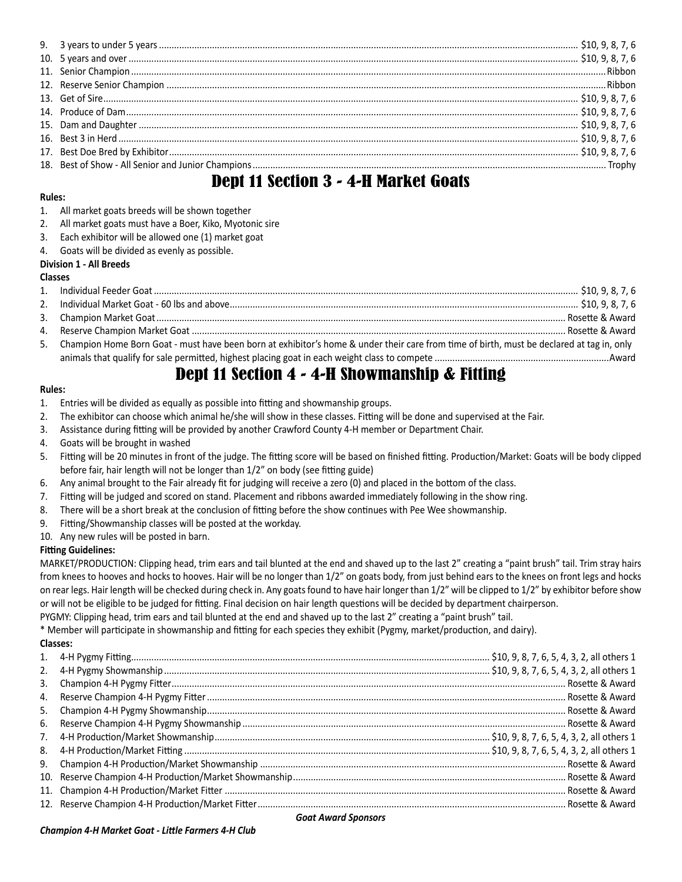9. 3 years to under 5 years ... $10, 9, 8, 7, 6
10. 5 years and over ... $10, 9, 8, 7, 6
11. Senior Champion ... Ribbon
12. Reserve Senior Champion ... Ribbon
13. Get of Sire ... $10, 9, 8, 7, 6
14. Produce of Dam ... $10, 9, 8, 7, 6
15. Dam and Daughter ... $10, 9, 8, 7, 6
16. Best 3 in Herd ... $10, 9, 8, 7, 6
17. Best Doe Bred by Exhibitor ... $10, 9, 8, 7, 6
18. Best of Show - All Senior and Junior Champions ... Trophy

# Dept 11 Section 3 - 4-H Market Goats

**Rules:**

1. All market goats breeds will be shown together
2. All market goats must have a Boer, Kiko, Myotonic sire
3. Each exhibitor will be allowed one (1) market goat
4. Goats will be divided as evenly as possible.

**Division 1 - All Breeds**

**Classes**

1. Individual Feeder Goat ... $10, 9, 8, 7, 6
2. Individual Market Goat - 60 lbs and above ... $10, 9, 8, 7, 6
3. Champion Market Goat ... Rosette & Award
4. Reserve Champion Market Goat ... Rosette & Award
5. Champion Home Born Goat - must have been born at exhibitor's home & under their care from time of birth, must be declared at tag in, only animals that qualify for sale permitted, highest placing goat in each weight class to compete ... Award

# Dept 11 Section 4 - 4-H Showmanship & Fitting

**Rules:**

1. Entries will be divided as equally as possible into fitting and showmanship groups.
2. The exhibitor can choose which animal he/she will show in these classes. Fitting will be done and supervised at the Fair.
3. Assistance during fitting will be provided by another Crawford County 4-H member or Department Chair.
4. Goats will be brought in washed
5. Fitting will be 20 minutes in front of the judge. The fitting score will be based on finished fitting. Production/Market: Goats will be body clipped before fair, hair length will not be longer than 1/2" on body (see fitting guide)
6. Any animal brought to the Fair already fit for judging will receive a zero (0) and placed in the bottom of the class.
7. Fitting will be judged and scored on stand. Placement and ribbons awarded immediately following in the show ring.
8. There will be a short break at the conclusion of fitting before the show continues with Pee Wee showmanship.
9. Fitting/Showmanship classes will be posted at the workday.
10. Any new rules will be posted in barn.

**Fitting Guidelines:**

MARKET/PRODUCTION: Clipping head, trim ears and tail blunted at the end and shaved up to the last 2" creating a "paint brush" tail. Trim stray hairs from knees to hooves and hocks to hooves. Hair will be no longer than 1/2" on goats body, from just behind ears to the knees on front legs and hocks on rear legs. Hair length will be checked during check in. Any goats found to have hair longer than 1/2" will be clipped to 1/2" by exhibitor before show or will not be eligible to be judged for fitting. Final decision on hair length questions will be decided by department chairperson.

PYGMY: Clipping head, trim ears and tail blunted at the end and shaved up to the last 2" creating a "paint brush" tail.

* Member will participate in showmanship and fitting for each species they exhibit (Pygmy, market/production, and dairy).

**Classes:**

1. 4-H Pygmy Fitting ... $10, 9, 8, 7, 6, 5, 4, 3, 2, all others 1
2. 4-H Pygmy Showmanship ... $10, 9, 8, 7, 6, 5, 4, 3, 2, all others 1
3. Champion 4-H Pygmy Fitter ... Rosette & Award
4. Reserve Champion 4-H Pygmy Fitter ... Rosette & Award
5. Champion 4-H Pygmy Showmanship ... Rosette & Award
6. Reserve Champion 4-H Pygmy Showmanship ... Rosette & Award
7. 4-H Production/Market Showmanship ... $10, 9, 8, 7, 6, 5, 4, 3, 2, all others 1
8. 4-H Production/Market Fitting ... $10, 9, 8, 7, 6, 5, 4, 3, 2, all others 1
9. Champion 4-H Production/Market Showmanship ... Rosette & Award
10. Reserve Champion 4-H Production/Market Showmanship ... Rosette & Award
11. Champion 4-H Production/Market Fitter ... Rosette & Award
12. Reserve Champion 4-H Production/Market Fitter ... Rosette & Award

***Goat Award Sponsors***

***Champion 4-H Market Goat - Little Farmers 4-H Club***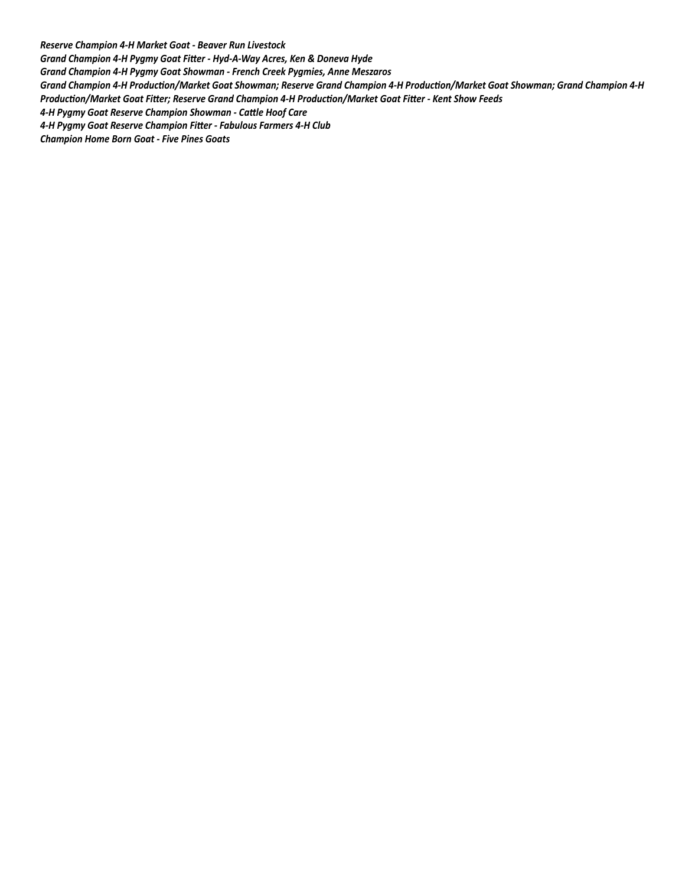*Reserve Champion 4-H Market Goat - Beaver Run Livestock*
*Grand Champion 4-H Pygmy Goat Fitter - Hyd-A-Way Acres, Ken & Doneva Hyde*
*Grand Champion 4-H Pygmy Goat Showman - French Creek Pygmies, Anne Meszaros*
*Grand Champion 4-H Production/Market Goat Showman; Reserve Grand Champion 4-H Production/Market Goat Showman; Grand Champion 4-H Production/Market Goat Fitter; Reserve Grand Champion 4-H Production/Market Goat Fitter - Kent Show Feeds*
*4-H Pygmy Goat Reserve Champion Showman - Cattle Hoof Care*
*4-H Pygmy Goat Reserve Champion Fitter - Fabulous Farmers 4-H Club*
*Champion Home Born Goat - Five Pines Goats*